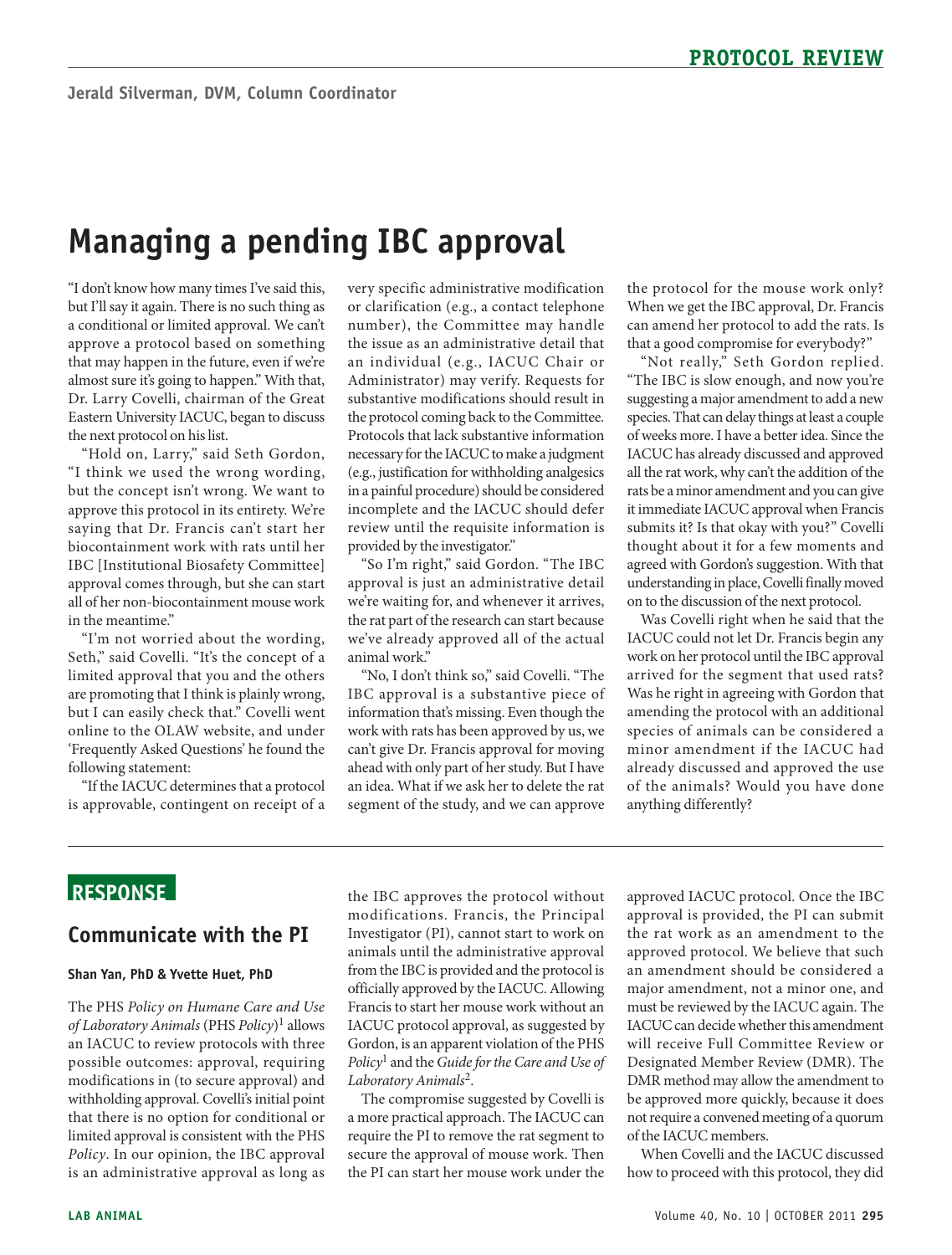Jerald Silverman, DVM, Column Coordinator

# Managing a pending IBC approval

"I don't know how many times I've said this, but I'll say it again. There is no such thing as a conditional or limited approval. We can't approve a protocol based on something that may happen in the future, even if we're almost sure it's going to happen." With that, Dr. Larry Covelli, chairman of the Great Eastern University IACUC, began to discuss the next protocol on his list.

"Hold on, Larry," said Seth Gordon, "I think we used the wrong wording, but the concept isn't wrong. We want to approve this protocol in its entirety. We're saying that Dr. Francis can't start her biocontainment work with rats until her IBC [Institutional Biosafety Committee] approval comes through, but she can start all of her non-biocontainment mouse work in the meantime."

"I'm not worried about the wording, Seth," said Covelli. "It's the concept of a limited approval that you and the others are promoting that I think is plainly wrong, but I can easily check that." Covelli went online to the OLAW website, and under 'Frequently Asked Questions' he found the following statement:

"If the IACUC determines that a protocol is approvable, contingent on receipt of a very specific administrative modification or clarification (e.g., a contact telephone number), the Committee may handle the issue as an administrative detail that an individual (e.g., IACUC Chair or Administrator) may verify. Requests for substantive modifications should result in the protocol coming back to the Committee. Protocols that lack substantive information necessary for the IACUC to make a judgment (e.g., justification for withholding analgesics in a painful procedure) should be considered incomplete and the IACUC should defer review until the requisite information is provided by the investigator."

"So I'm right," said Gordon. "The IBC approval is just an administrative detail we're waiting for, and whenever it arrives, the rat part of the research can start because we've already approved all of the actual animal work."

"No, I don't think so," said Covelli. "The IBC approval is a substantive piece of information that's missing. Even though the work with rats has been approved by us, we can't give Dr. Francis approval for moving ahead with only part of her study. But I have an idea. What if we ask her to delete the rat segment of the study, and we can approve the protocol for the mouse work only? When we get the IBC approval, Dr. Francis can amend her protocol to add the rats. Is that a good compromise for everybody?"

"Not really," Seth Gordon replied. "The IBC is slow enough, and now you're suggesting a major amendment to add a new species. That can delay things at least a couple of weeks more. I have a better idea. Since the IACUC has already discussed and approved all the rat work, why can't the addition of the rats be a minor amendment and you can give it immediate IACUC approval when Francis submits it? Is that okay with you?" Covelli thought about it for a few moments and agreed with Gordon's suggestion. With that understanding in place, Covelli finally moved on to the discussion of the next protocol.

Was Covelli right when he said that the IACUC could not let Dr. Francis begin any work on her protocol until the IBC approval arrived for the segment that used rats? Was he right in agreeing with Gordon that amending the protocol with an additional species of animals can be considered a minor amendment if the IACUC had already discussed and approved the use of the animals? Would you have done anything differently?

## RESPONSE

### Communicate with the PI

**Shan Yan, PhD & Yvette Huet, PhD**

The PHS *Policy on Humane Care and Use of Laboratory Animals* (PHS *Policy*)[1] allows an IACUC to review protocols with three possible outcomes: approval, requiring modifications in (to secure approval) and withholding approval. Covelli's initial point that there is no option for conditional or limited approval is consistent with the PHS *Policy*. In our opinion, the IBC approval is an administrative approval as long as the IBC approves the protocol without modifications. Francis, the Principal Investigator (PI), cannot start to work on animals until the administrative approval from the IBC is provided and the protocol is officially approved by the IACUC. Allowing Francis to start her mouse work without an IACUC protocol approval, as suggested by Gordon, is an apparent violation of the PHS *Policy*[1] and the *Guide for the Care and Use of Laboratory Animals*[2].

The compromise suggested by Covelli is a more practical approach. The IACUC can require the PI to remove the rat segment to secure the approval of mouse work. Then the PI can start her mouse work under the approved IACUC protocol. Once the IBC approval is provided, the PI can submit the rat work as an amendment to the approved protocol. We believe that such an amendment should be considered a major amendment, not a minor one, and must be reviewed by the IACUC again. The IACUC can decide whether this amendment will receive Full Committee Review or Designated Member Review (DMR). The DMR method may allow the amendment to be approved more quickly, because it does not require a convened meeting of a quorum of the IACUC members.

When Covelli and the IACUC discussed how to proceed with this protocol, they did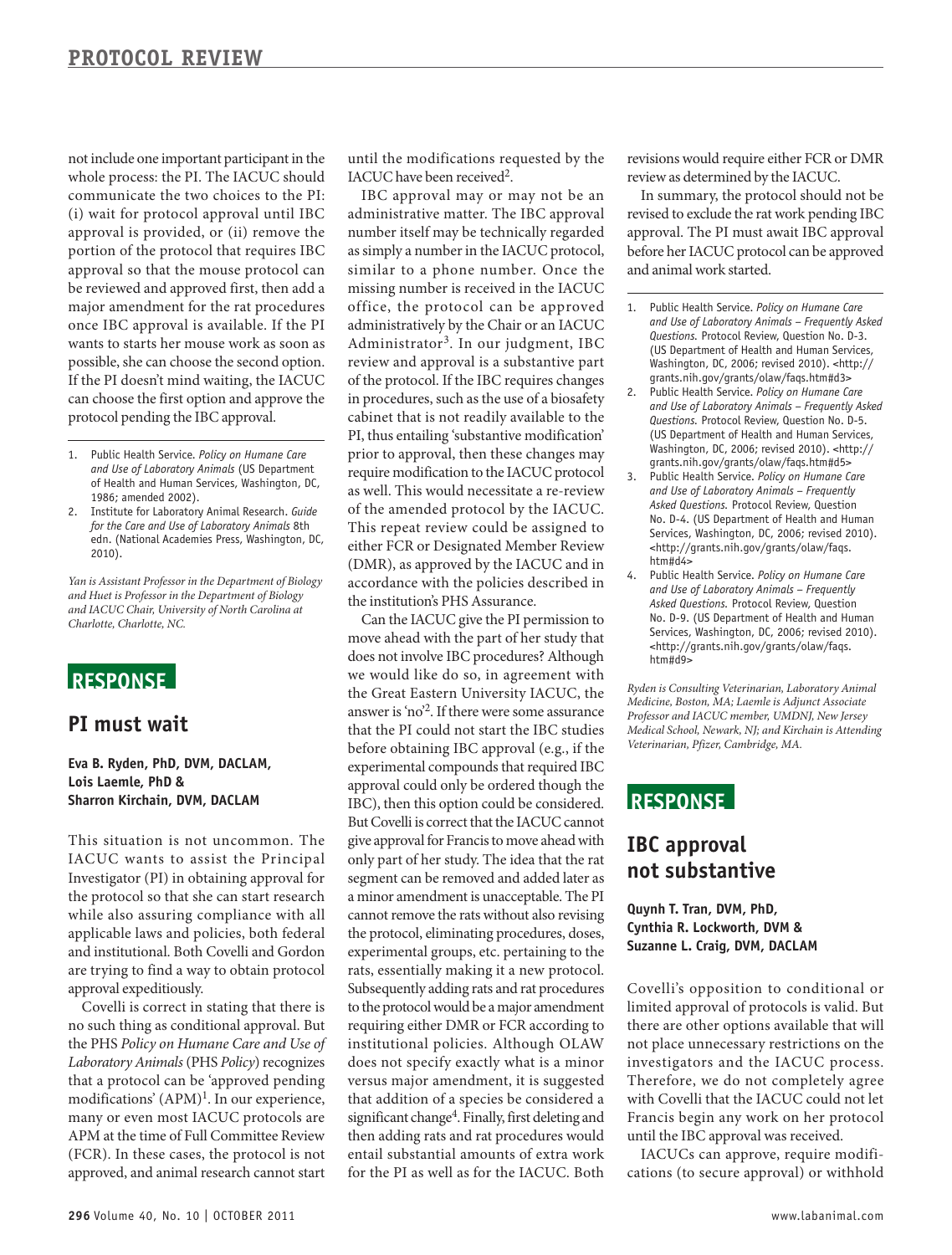not include one important participant in the whole process: the PI. The IACUC should communicate the two choices to the PI: (i) wait for protocol approval until IBC approval is provided, or (ii) remove the portion of the protocol that requires IBC approval so that the mouse protocol can be reviewed and approved first, then add a major amendment for the rat procedures once IBC approval is available. If the PI wants to starts her mouse work as soon as possible, she can choose the second option. If the PI doesn't mind waiting, the IACUC can choose the first option and approve the protocol pending the IBC approval.

1. Public Health Service. *Policy on Humane Care and Use of Laboratory Animals* (US Department of Health and Human Services, Washington, DC, 1986; amended 2002).
2. Institute for Laboratory Animal Research. *Guide for the Care and Use of Laboratory Animals* 8th edn. (National Academies Press, Washington, DC, 2010).

*Yan is Assistant Professor in the Department of Biology and Huet is Professor in the Department of Biology and IACUC Chair, University of North Carolina at Charlotte, Charlotte, NC.*

## RESPONSE

## PI must wait

**Eva B. Ryden, PhD, DVM, DACLAM, Lois Laemle, PhD & Sharron Kirchain, DVM, DACLAM**

This situation is not uncommon. The IACUC wants to assist the Principal Investigator (PI) in obtaining approval for the protocol so that she can start research while also assuring compliance with all applicable laws and policies, both federal and institutional. Both Covelli and Gordon are trying to find a way to obtain protocol approval expeditiously.

Covelli is correct in stating that there is no such thing as conditional approval. But the PHS *Policy on Humane Care and Use of Laboratory Animals* (PHS *Policy*) recognizes that a protocol can be 'approved pending modifications' (APM)[1]. In our experience, many or even most IACUC protocols are APM at the time of Full Committee Review (FCR). In these cases, the protocol is not approved, and animal research cannot start until the modifications requested by the IACUC have been received[2].

IBC approval may or may not be an administrative matter. The IBC approval number itself may be technically regarded as simply a number in the IACUC protocol, similar to a phone number. Once the missing number is received in the IACUC office, the protocol can be approved administratively by the Chair or an IACUC Administrator[3]. In our judgment, IBC review and approval is a substantive part of the protocol. If the IBC requires changes in procedures, such as the use of a biosafety cabinet that is not readily available to the PI, thus entailing 'substantive modification' prior to approval, then these changes may require modification to the IACUC protocol as well. This would necessitate a re-review of the amended protocol by the IACUC. This repeat review could be assigned to either FCR or Designated Member Review (DMR), as approved by the IACUC and in accordance with the policies described in the institution's PHS Assurance.

Can the IACUC give the PI permission to move ahead with the part of her study that does not involve IBC procedures? Although we would like do so, in agreement with the Great Eastern University IACUC, the answer is 'no'[2]. If there were some assurance that the PI could not start the IBC studies before obtaining IBC approval (e.g., if the experimental compounds that required IBC approval could only be ordered though the IBC), then this option could be considered. But Covelli is correct that the IACUC cannot give approval for Francis to move ahead with only part of her study. The idea that the rat segment can be removed and added later as a minor amendment is unacceptable. The PI cannot remove the rats without also revising the protocol, eliminating procedures, doses, experimental groups, etc. pertaining to the rats, essentially making it a new protocol. Subsequently adding rats and rat procedures to the protocol would be a major amendment requiring either DMR or FCR according to institutional policies. Although OLAW does not specify exactly what is a minor versus major amendment, it is suggested that addition of a species be considered a significant change[4]. Finally, first deleting and then adding rats and rat procedures would entail substantial amounts of extra work for the PI as well as for the IACUC. Both revisions would require either FCR or DMR review as determined by the IACUC.

In summary, the protocol should not be revised to exclude the rat work pending IBC approval. The PI must await IBC approval before her IACUC protocol can be approved and animal work started.

1. Public Health Service. *Policy on Humane Care and Use of Laboratory Animals – Frequently Asked Questions.* Protocol Review, Question No. D-3. (US Department of Health and Human Services, Washington, DC, 2006; revised 2010). <http://grants.nih.gov/grants/olaw/faqs.htm#d3>
2. Public Health Service. *Policy on Humane Care and Use of Laboratory Animals – Frequently Asked Questions.* Protocol Review, Question No. D-5. (US Department of Health and Human Services, Washington, DC, 2006; revised 2010). <http://grants.nih.gov/grants/olaw/faqs.htm#d5>
3. Public Health Service. *Policy on Humane Care and Use of Laboratory Animals – Frequently Asked Questions.* Protocol Review, Question No. D-4. (US Department of Health and Human Services, Washington, DC, 2006; revised 2010). <http://grants.nih.gov/grants/olaw/faqs.htm#d4>
4. Public Health Service. *Policy on Humane Care and Use of Laboratory Animals – Frequently Asked Questions.* Protocol Review, Question No. D-9. (US Department of Health and Human Services, Washington, DC, 2006; revised 2010). <http://grants.nih.gov/grants/olaw/faqs.htm#d9>

*Ryden is Consulting Veterinarian, Laboratory Animal Medicine, Boston, MA; Laemle is Adjunct Associate Professor and IACUC member, UMDNJ, New Jersey Medical School, Newark, NJ; and Kirchain is Attending Veterinarian, Pfizer, Cambridge, MA.*

## RESPONSE

## IBC approval not substantive

**Quynh T. Tran, DVM, PhD, Cynthia R. Lockworth, DVM & Suzanne L. Craig, DVM, DACLAM**

Covelli's opposition to conditional or limited approval of protocols is valid. But there are other options available that will not place unnecessary restrictions on the investigators and the IACUC process. Therefore, we do not completely agree with Covelli that the IACUC could not let Francis begin any work on her protocol until the IBC approval was received.

IACUCs can approve, require modifications (to secure approval) or withhold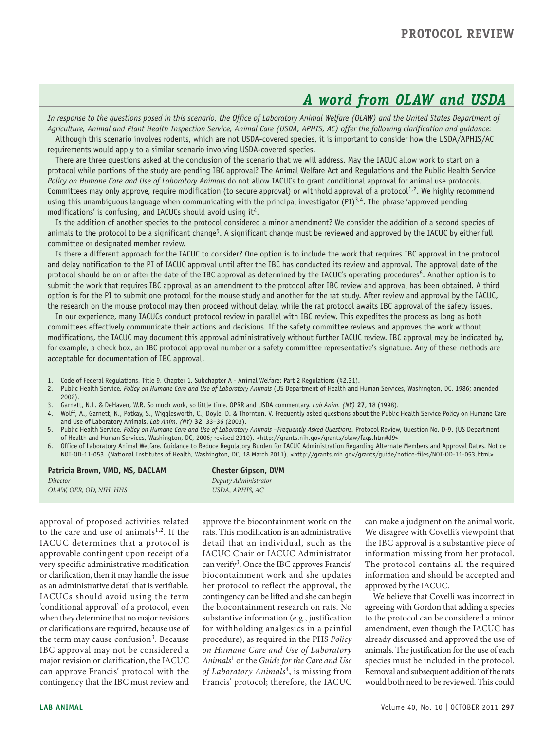## A word from OLAW and USDA

*In response to the questions posed in this scenario, the Office of Laboratory Animal Welfare (OLAW) and the United States Department of Agriculture, Animal and Plant Health Inspection Service, Animal Care (USDA, APHIS, AC) offer the following clarification and guidance:*

Although this scenario involves rodents, which are not USDA-covered species, it is important to consider how the USDA/APHIS/AC requirements would apply to a similar scenario involving USDA-covered species.

There are three questions asked at the conclusion of the scenario that we will address. May the IACUC allow work to start on a protocol while portions of the study are pending IBC approval? The Animal Welfare Act and Regulations and the Public Health Service *Policy on Humane Care and Use of Laboratory Animals* do not allow IACUCs to grant conditional approval for animal use protocols. Committees may only approve, require modification (to secure approval) or withhold approval of a protocol[1,2]. We highly recommend using this unambiguous language when communicating with the principal investigator (PI)[3,4]. The phrase 'approved pending modifications' is confusing, and IACUCs should avoid using it[4].

Is the addition of another species to the protocol considered a minor amendment? We consider the addition of a second species of animals to the protocol to be a significant change[5]. A significant change must be reviewed and approved by the IACUC by either full committee or designated member review.

Is there a different approach for the IACUC to consider? One option is to include the work that requires IBC approval in the protocol and delay notification to the PI of IACUC approval until after the IBC has conducted its review and approval. The approval date of the protocol should be on or after the date of the IBC approval as determined by the IACUC's operating procedures[6]. Another option is to submit the work that requires IBC approval as an amendment to the protocol after IBC review and approval has been obtained. A third option is for the PI to submit one protocol for the mouse study and another for the rat study. After review and approval by the IACUC, the research on the mouse protocol may then proceed without delay, while the rat protocol awaits IBC approval of the safety issues.

In our experience, many IACUCs conduct protocol review in parallel with IBC review. This expedites the process as long as both committees effectively communicate their actions and decisions. If the safety committee reviews and approves the work without modifications, the IACUC may document this approval administratively without further IACUC review. IBC approval may be indicated by, for example, a check box, an IBC protocol approval number or a safety committee representative's signature. Any of these methods are acceptable for documentation of IBC approval.

1. Code of Federal Regulations, Title 9, Chapter 1, Subchapter A - Animal Welfare: Part 2 Regulations (§2.31).
2. Public Health Service. *Policy on Humane Care and Use of Laboratory Animals* (US Department of Health and Human Services, Washington, DC, 1986; amended 2002).
3. Garnett, N.L. & DeHaven, W.R. So much work, so little time. OPRR and USDA commentary. *Lab Anim. (NY)* **27**, 18 (1998).
4. Wolff, A., Garnett, N., Potkay, S., Wigglesworth, C., Doyle, D. & Thornton, V. Frequently asked questions about the Public Health Service Policy on Humane Care and Use of Laboratory Animals. *Lab Anim. (NY)* **32**, 33–36 (2003).
5. Public Health Service. *Policy on Humane Care and Use of Laboratory Animals –Frequently Asked Questions.* Protocol Review, Question No. D-9. (US Department of Health and Human Services, Washington, DC, 2006; revised 2010). <http://grants.nih.gov/grants/olaw/faqs.htm#d9>
6. Office of Laboratory Animal Welfare. Guidance to Reduce Regulatory Burden for IACUC Administration Regarding Alternate Members and Approval Dates. Notice NOT-OD-11-053. (National Institutes of Health, Washington, DC, 18 March 2011). <http://grants.nih.gov/grants/guide/notice-files/NOT-OD-11-053.html>

**Patricia Brown, VMD, MS, DACLAM**
*Director*
*OLAW, OER, OD, NIH, HHS*

**Chester Gipson, DVM**
*Deputy Administrator*
*USDA, APHIS, AC*

approval of proposed activities related to the care and use of animals[1,2]. If the IACUC determines that a protocol is approvable contingent upon receipt of a very specific administrative modification or clarification, then it may handle the issue as an administrative detail that is verifiable. IACUCs should avoid using the term 'conditional approval' of a protocol, even when they determine that no major revisions or clarifications are required, because use of the term may cause confusion[3]. Because IBC approval may not be considered a major revision or clarification, the IACUC can approve Francis' protocol with the contingency that the IBC must review and approve the biocontainment work on the rats. This modification is an administrative detail that an individual, such as the IACUC Chair or IACUC Administrator can verify[3]. Once the IBC approves Francis' biocontainment work and she updates her protocol to reflect the approval, the contingency can be lifted and she can begin the biocontainment research on rats. No substantive information (e.g., justification for withholding analgesics in a painful procedure), as required in the PHS *Policy on Humane Care and Use of Laboratory Animals*[1] or the *Guide for the Care and Use of Laboratory Animals*[4], is missing from Francis' protocol; therefore, the IACUC can make a judgment on the animal work. We disagree with Covelli's viewpoint that the IBC approval is a substantive piece of information missing from her protocol. The protocol contains all the required information and should be accepted and approved by the IACUC.

We believe that Covelli was incorrect in agreeing with Gordon that adding a species to the protocol can be considered a minor amendment, even though the IACUC has already discussed and approved the use of animals. The justification for the use of each species must be included in the protocol. Removal and subsequent addition of the rats would both need to be reviewed. This could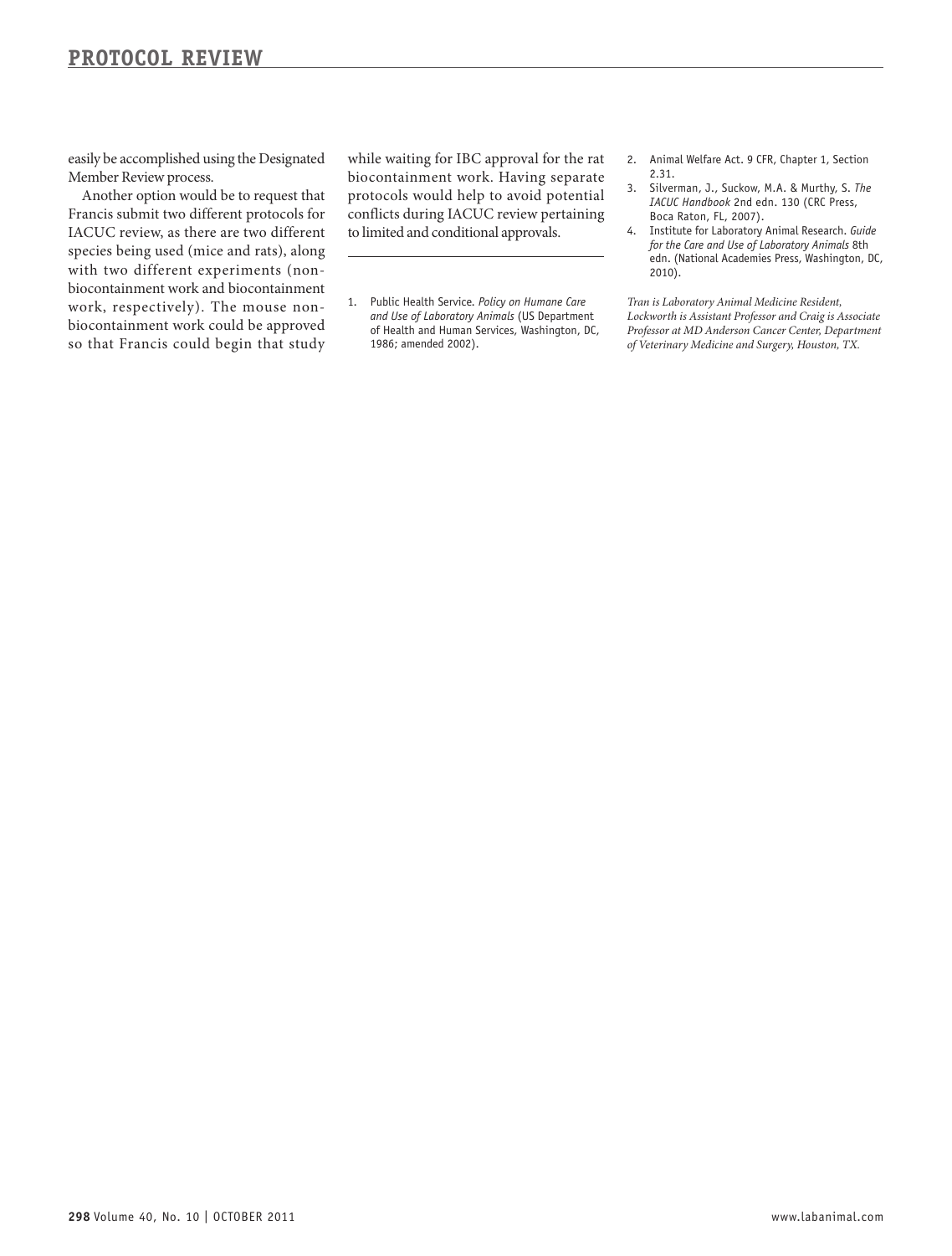easily be accomplished using the Designated Member Review process.

Another option would be to request that Francis submit two different protocols for IACUC review, as there are two different species being used (mice and rats), along with two different experiments (non-biocontainment work and biocontainment work, respectively). The mouse non-biocontainment work could be approved so that Francis could begin that study while waiting for IBC approval for the rat biocontainment work. Having separate protocols would help to avoid potential conflicts during IACUC review pertaining to limited and conditional approvals.

---

1. Public Health Service. *Policy on Humane Care and Use of Laboratory Animals* (US Department of Health and Human Services, Washington, DC, 1986; amended 2002).
2. Animal Welfare Act. 9 CFR, Chapter 1, Section 2.31.
3. Silverman, J., Suckow, M.A. & Murthy, S. *The IACUC Handbook* 2nd edn. 130 (CRC Press, Boca Raton, FL, 2007).
4. Institute for Laboratory Animal Research. *Guide for the Care and Use of Laboratory Animals* 8th edn. (National Academies Press, Washington, DC, 2010).

*Tran is Laboratory Animal Medicine Resident, Lockworth is Assistant Professor and Craig is Associate Professor at MD Anderson Cancer Center, Department of Veterinary Medicine and Surgery, Houston, TX.*